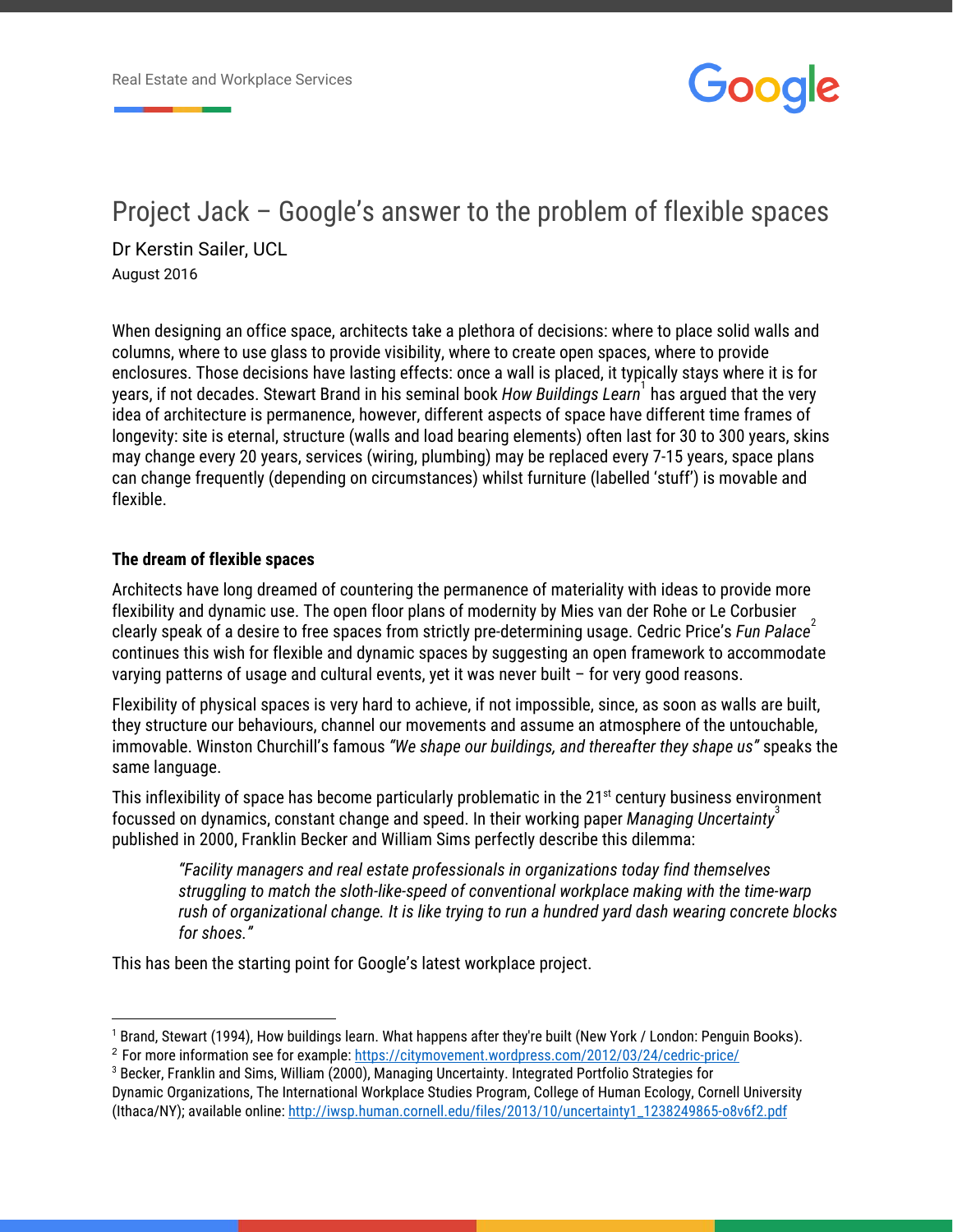# Project Jack – Google's answer to the problem of flexible spaces

Dr Kerstin Sailer, UCL

August 2016

When designing an office space, architects take a plethora of decisions: where to place solid walls and columns, where to use glass to provide visibility, where to create open spaces, where to provide enclosures. Those decisions have lasting effects: once a wall is placed, it typically stays where it is for years, if not decades. Stewart Brand in his seminal book *How Buildings Learn*[1] has argued that the very idea of architecture is permanence, however, different aspects of space have different time frames of longevity: site is eternal, structure (walls and load bearing elements) often last for 30 to 300 years, skins may change every 20 years, services (wiring, plumbing) may be replaced every 7-15 years, space plans can change frequently (depending on circumstances) whilst furniture (labelled 'stuff') is movable and flexible.

**The dream of flexible spaces**

Architects have long dreamed of countering the permanence of materiality with ideas to provide more flexibility and dynamic use. The open floor plans of modernity by Mies van der Rohe or Le Corbusier clearly speak of a desire to free spaces from strictly pre-determining usage. Cedric Price's *Fun Palace*[2] continues this wish for flexible and dynamic spaces by suggesting an open framework to accommodate varying patterns of usage and cultural events, yet it was never built – for very good reasons.

Flexibility of physical spaces is very hard to achieve, if not impossible, since, as soon as walls are built, they structure our behaviours, channel our movements and assume an atmosphere of the untouchable, immovable. Winston Churchill's famous *"We shape our buildings, and thereafter they shape us"* speaks the same language.

This inflexibility of space has become particularly problematic in the 21st century business environment focussed on dynamics, constant change and speed. In their working paper *Managing Uncertainty*[3] published in 2000, Franklin Becker and William Sims perfectly describe this dilemma:

> *"Facility managers and real estate professionals in organizations today find themselves struggling to match the sloth-like-speed of conventional workplace making with the time-warp rush of organizational change. It is like trying to run a hundred yard dash wearing concrete blocks for shoes."*

This has been the starting point for Google's latest workplace project.

---

[1] Brand, Stewart (1994), How buildings learn. What happens after they're built (New York / London: Penguin Books).

[2] For more information see for example: https://citymovement.wordpress.com/2012/03/24/cedric-price/

[3] Becker, Franklin and Sims, William (2000), Managing Uncertainty. Integrated Portfolio Strategies for Dynamic Organizations, The International Workplace Studies Program, College of Human Ecology, Cornell University (Ithaca/NY); available online: http://iwsp.human.cornell.edu/files/2013/10/uncertainty1_1238249865-o8v6f2.pdf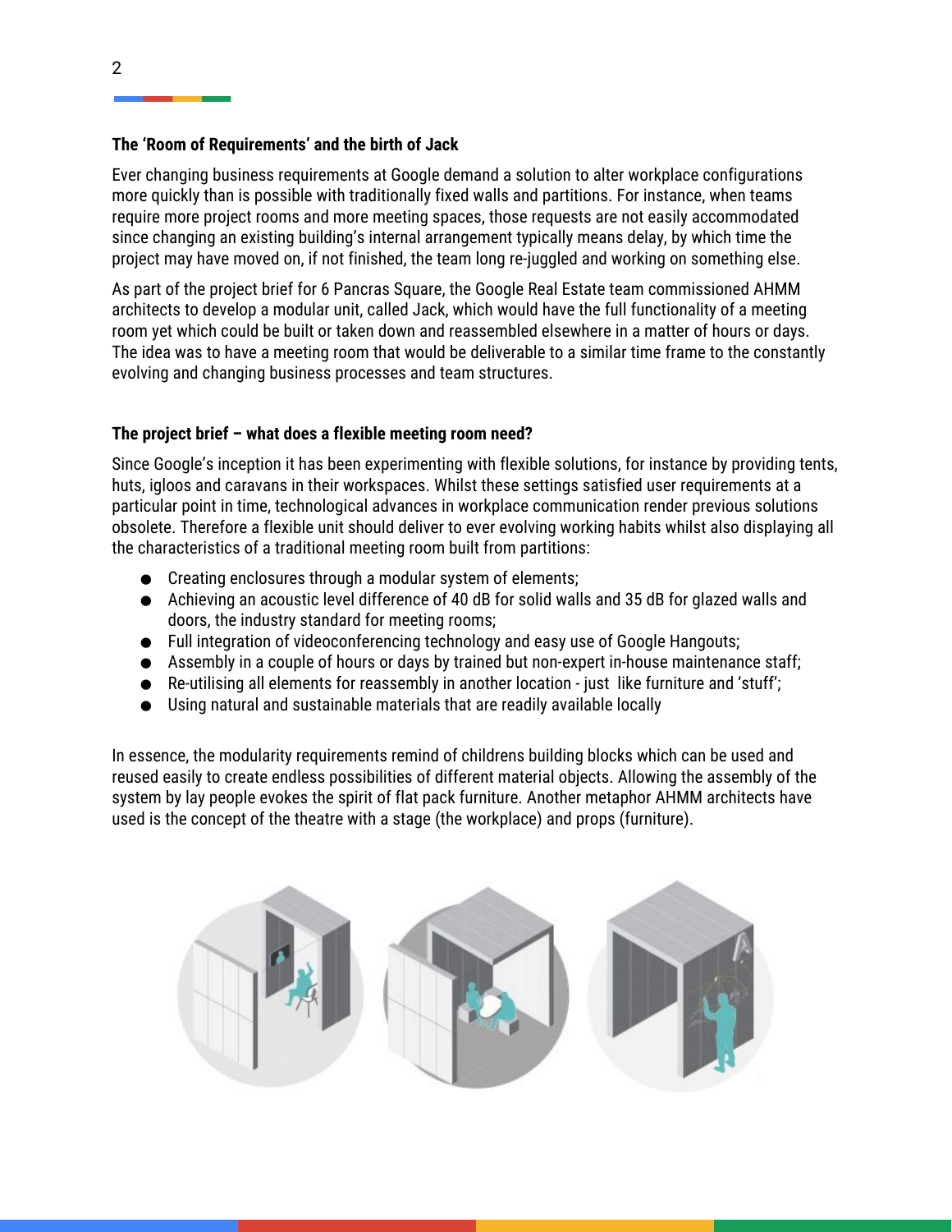### The 'Room of Requirements' and the birth of Jack

Ever changing business requirements at Google demand a solution to alter workplace configurations more quickly than is possible with traditionally fixed walls and partitions. For instance, when teams require more project rooms and more meeting spaces, those requests are not easily accommodated since changing an existing building's internal arrangement typically means delay, by which time the project may have moved on, if not finished, the team long re-juggled and working on something else.

As part of the project brief for 6 Pancras Square, the Google Real Estate team commissioned AHMM architects to develop a modular unit, called Jack, which would have the full functionality of a meeting room yet which could be built or taken down and reassembled elsewhere in a matter of hours or days. The idea was to have a meeting room that would be deliverable to a similar time frame to the constantly evolving and changing business processes and team structures.

### The project brief – what does a flexible meeting room need?

Since Google's inception it has been experimenting with flexible solutions, for instance by providing tents, huts, igloos and caravans in their workspaces. Whilst these settings satisfied user requirements at a particular point in time, technological advances in workplace communication render previous solutions obsolete. Therefore a flexible unit should deliver to ever evolving working habits whilst also displaying all the characteristics of a traditional meeting room built from partitions:

- Creating enclosures through a modular system of elements;
- Achieving an acoustic level difference of 40 dB for solid walls and 35 dB for glazed walls and doors, the industry standard for meeting rooms;
- Full integration of videoconferencing technology and easy use of Google Hangouts;
- Assembly in a couple of hours or days by trained but non-expert in-house maintenance staff;
- Re-utilising all elements for reassembly in another location - just like furniture and 'stuff';
- Using natural and sustainable materials that are readily available locally

In essence, the modularity requirements remind of childrens building blocks which can be used and reused easily to create endless possibilities of different material objects. Allowing the assembly of the system by lay people evokes the spirit of flat pack furniture. Another metaphor AHMM architects have used is the concept of the theatre with a stage (the workplace) and props (furniture).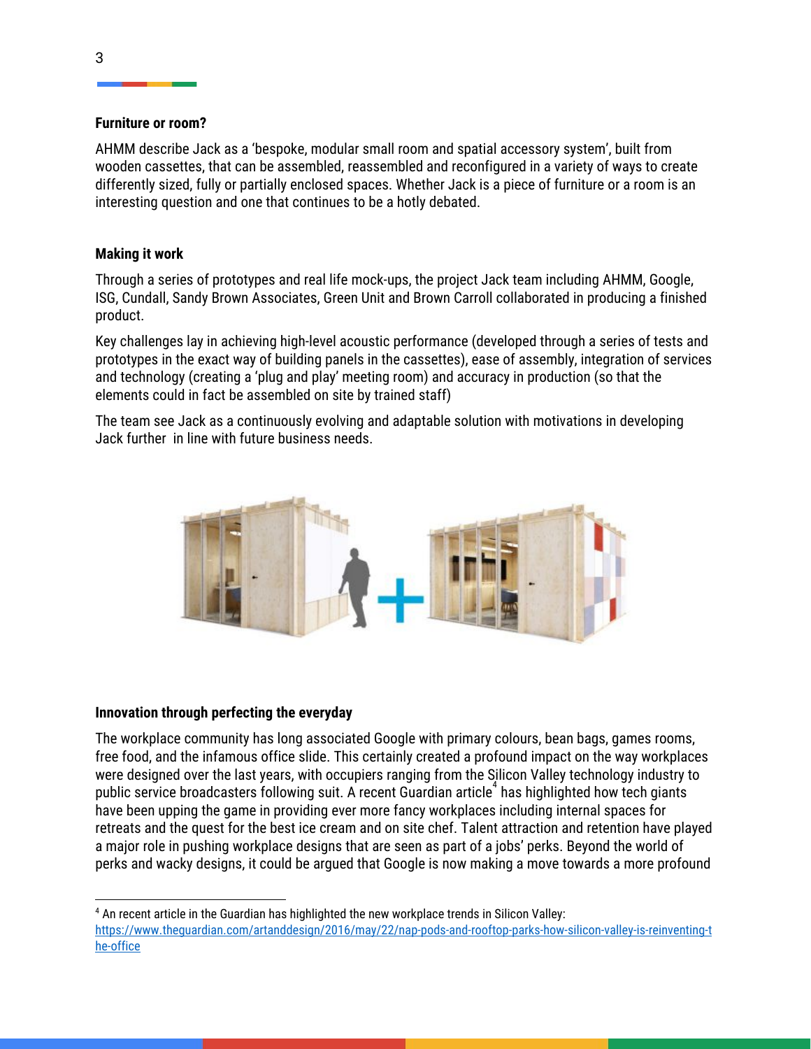#### Furniture or room?

AHMM describe Jack as a 'bespoke, modular small room and spatial accessory system', built from wooden cassettes, that can be assembled, reassembled and reconfigured in a variety of ways to create differently sized, fully or partially enclosed spaces. Whether Jack is a piece of furniture or a room is an interesting question and one that continues to be a hotly debated.

#### Making it work

Through a series of prototypes and real life mock-ups, the project Jack team including AHMM, Google, ISG, Cundall, Sandy Brown Associates, Green Unit and Brown Carroll collaborated in producing a finished product.

Key challenges lay in achieving high-level acoustic performance (developed through a series of tests and prototypes in the exact way of building panels in the cassettes), ease of assembly, integration of services and technology (creating a 'plug and play' meeting room) and accuracy in production (so that the elements could in fact be assembled on site by trained staff)

The team see Jack as a continuously evolving and adaptable solution with motivations in developing Jack further  in line with future business needs.

#### Innovation through perfecting the everyday

The workplace community has long associated Google with primary colours, bean bags, games rooms, free food, and the infamous office slide. This certainly created a profound impact on the way workplaces were designed over the last years, with occupiers ranging from the Silicon Valley technology industry to public service broadcasters following suit. A recent Guardian article[4] has highlighted how tech giants have been upping the game in providing ever more fancy workplaces including internal spaces for retreats and the quest for the best ice cream and on site chef. Talent attraction and retention have played a major role in pushing workplace designs that are seen as part of a jobs' perks. Beyond the world of perks and wacky designs, it could be argued that Google is now making a move towards a more profound

---

[4] An recent article in the Guardian has highlighted the new workplace trends in Silicon Valley: https://www.theguardian.com/artanddesign/2016/may/22/nap-pods-and-rooftop-parks-how-silicon-valley-is-reinventing-the-office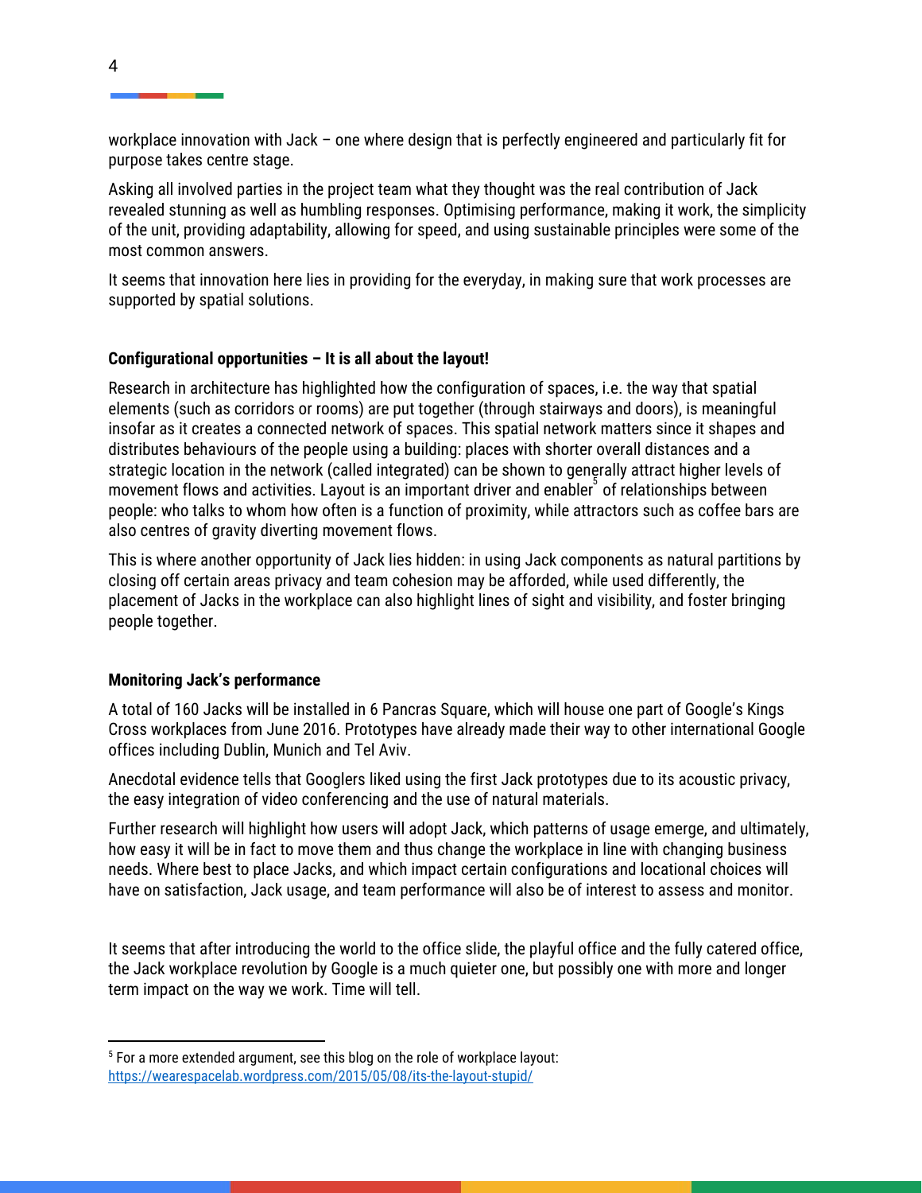workplace innovation with Jack – one where design that is perfectly engineered and particularly fit for purpose takes centre stage.

Asking all involved parties in the project team what they thought was the real contribution of Jack revealed stunning as well as humbling responses. Optimising performance, making it work, the simplicity of the unit, providing adaptability, allowing for speed, and using sustainable principles were some of the most common answers.

It seems that innovation here lies in providing for the everyday, in making sure that work processes are supported by spatial solutions.

**Configurational opportunities – It is all about the layout!**

Research in architecture has highlighted how the configuration of spaces, i.e. the way that spatial elements (such as corridors or rooms) are put together (through stairways and doors), is meaningful insofar as it creates a connected network of spaces. This spatial network matters since it shapes and distributes behaviours of the people using a building: places with shorter overall distances and a strategic location in the network (called integrated) can be shown to generally attract higher levels of movement flows and activities. Layout is an important driver and enabler[5] of relationships between people: who talks to whom how often is a function of proximity, while attractors such as coffee bars are also centres of gravity diverting movement flows.

This is where another opportunity of Jack lies hidden: in using Jack components as natural partitions by closing off certain areas privacy and team cohesion may be afforded, while used differently, the placement of Jacks in the workplace can also highlight lines of sight and visibility, and foster bringing people together.

**Monitoring Jack's performance**

A total of 160 Jacks will be installed in 6 Pancras Square, which will house one part of Google's Kings Cross workplaces from June 2016. Prototypes have already made their way to other international Google offices including Dublin, Munich and Tel Aviv.

Anecdotal evidence tells that Googlers liked using the first Jack prototypes due to its acoustic privacy, the easy integration of video conferencing and the use of natural materials.

Further research will highlight how users will adopt Jack, which patterns of usage emerge, and ultimately, how easy it will be in fact to move them and thus change the workplace in line with changing business needs. Where best to place Jacks, and which impact certain configurations and locational choices will have on satisfaction, Jack usage, and team performance will also be of interest to assess and monitor.

It seems that after introducing the world to the office slide, the playful office and the fully catered office, the Jack workplace revolution by Google is a much quieter one, but possibly one with more and longer term impact on the way we work. Time will tell.

---

[5] For a more extended argument, see this blog on the role of workplace layout: https://wearespacelab.wordpress.com/2015/05/08/its-the-layout-stupid/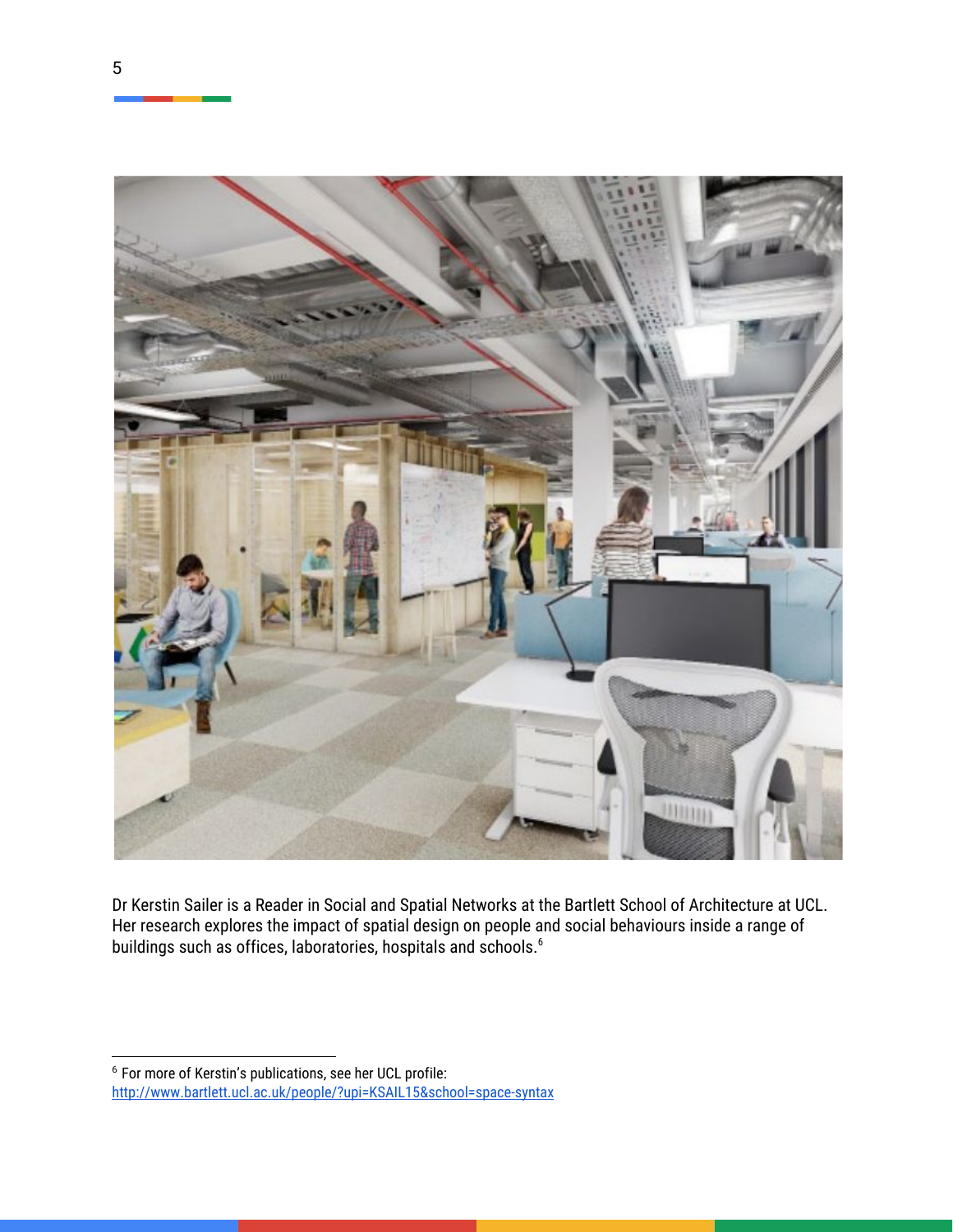Dr Kerstin Sailer is a Reader in Social and Spatial Networks at the Bartlett School of Architecture at UCL. Her research explores the impact of spatial design on people and social behaviours inside a range of buildings such as offices, laboratories, hospitals and schools.[6]

---

[6] For more of Kerstin's publications, see her UCL profile: http://www.bartlett.ucl.ac.uk/people/?upi=KSAIL15&school=space-syntax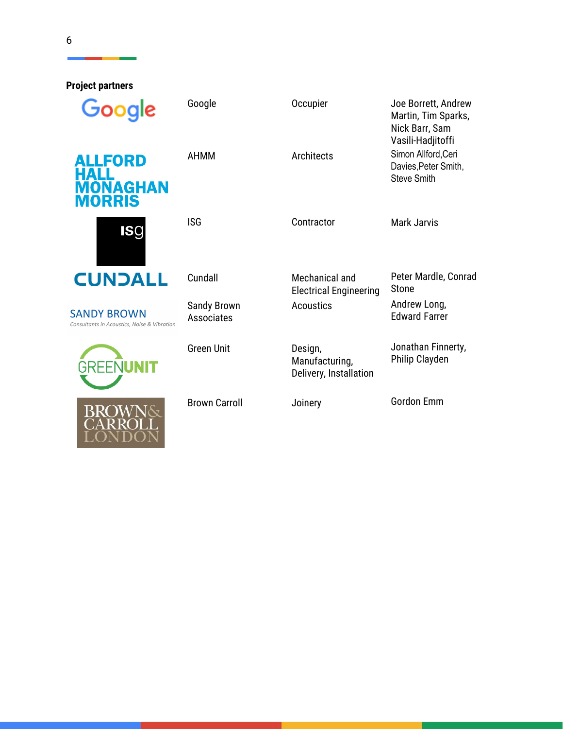**Project partners**

| | | | |
|---|---|---|---|
| Google | Google | Occupier | Joe Borrett, Andrew Martin, Tim Sparks, Nick Barr, Sam Vasili-Hadjitoffi |
| ALLFORD HALL MONAGHAN MORRIS | AHMM | Architects | Simon Allford,Ceri Davies,Peter Smith, Steve Smith |
| isg | ISG | Contractor | Mark Jarvis |
| CUNDALL | Cundall | Mechanical and Electrical Engineering | Peter Mardle, Conrad Stone |
| SANDY BROWN Consultants in Acoustics, Noise & Vibration | Sandy Brown Associates | Acoustics | Andrew Long, Edward Farrer |
| GREENUNIT | Green Unit | Design, Manufacturing, Delivery, Installation | Jonathan Finnerty, Philip Clayden |
| BROWN& CARROLL LONDON | Brown Carroll | Joinery | Gordon Emm |